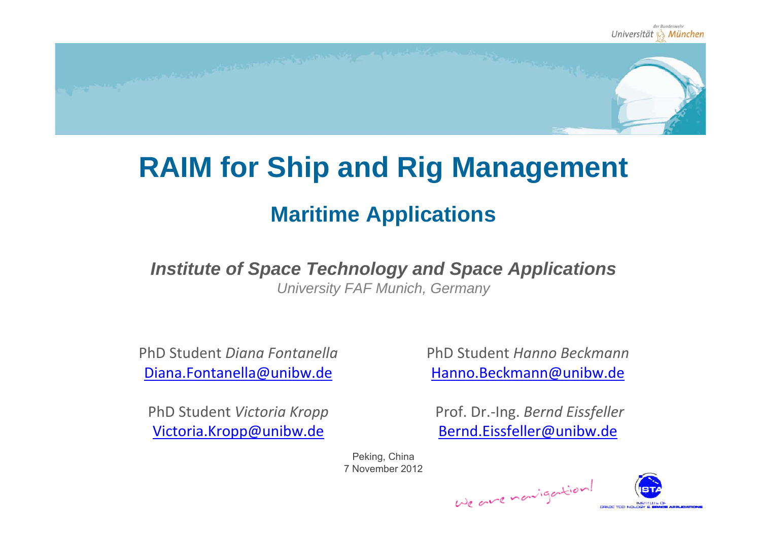# RAIM for Ship and Rig Management

## Maritime Applications

***Institute of Space Technology and Space Applications***

*University FAF Munich, Germany*

PhD Student *Diana Fontanella*
Diana.Fontanella@unibw.de

PhD Student *Hanno Beckmann*
Hanno.Beckmann@unibw.de

PhD Student *Victoria Kropp*
Victoria.Kropp@unibw.de

Prof. Dr.-Ing. *Bernd Eissfeller*
Bernd.Eissfeller@unibw.de

Peking, China
7 November 2012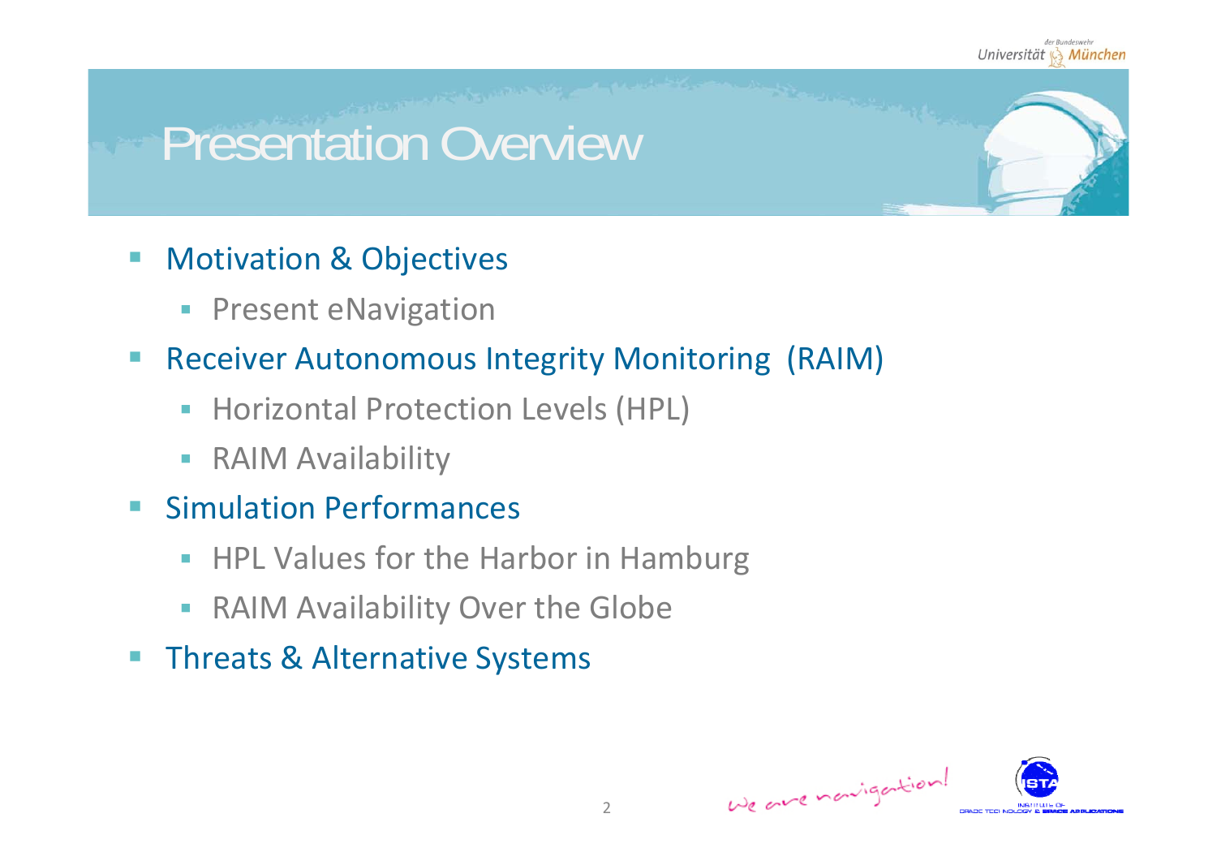# Presentation Overview

- Motivation & Objectives
  - Present eNavigation
- Receiver Autonomous Integrity Monitoring (RAIM)
  - Horizontal Protection Levels (HPL)
  - RAIM Availability
- Simulation Performances
  - HPL Values for the Harbor in Hamburg
  - RAIM Availability Over the Globe
- Threats & Alternative Systems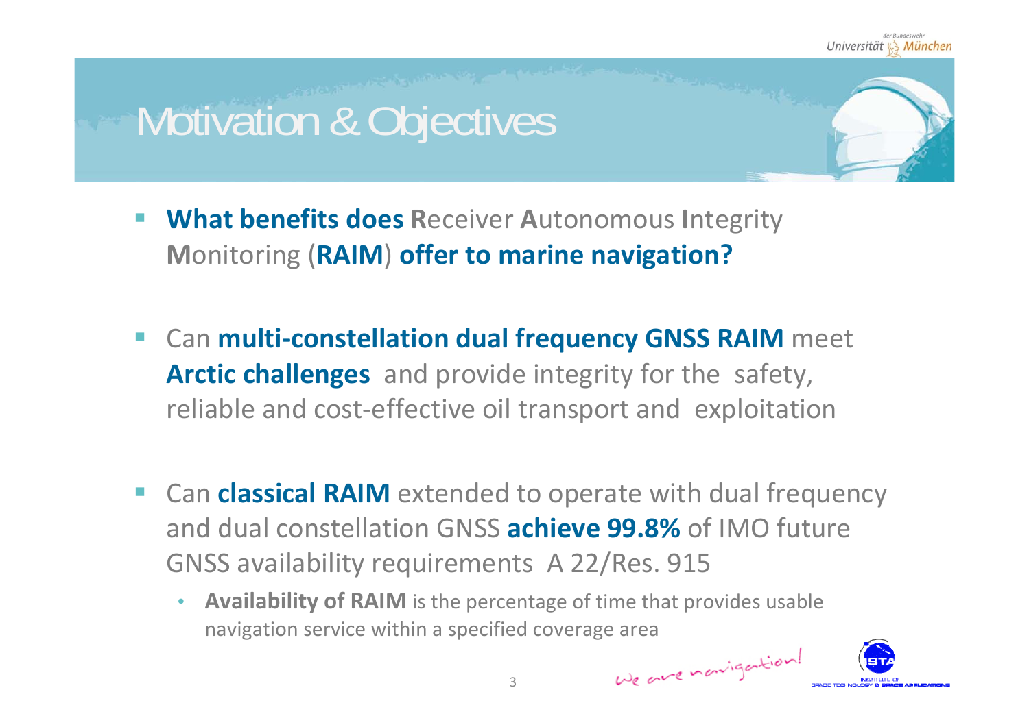# Motivation & Objectives

- **What benefits does R**eceiver **A**utonomous **I**ntegrity **M**onitoring (**RAIM**) **offer to marine navigation?**

- Can **multi-constellation dual frequency GNSS RAIM** meet **Arctic challenges** and provide integrity for the safety, reliable and cost-effective oil transport and exploitation

- Can **classical RAIM** extended to operate with dual frequency and dual constellation GNSS **achieve 99.8%** of IMO future GNSS availability requirements A 22/Res. 915
  - **Availability of RAIM** is the percentage of time that provides usable navigation service within a specified coverage area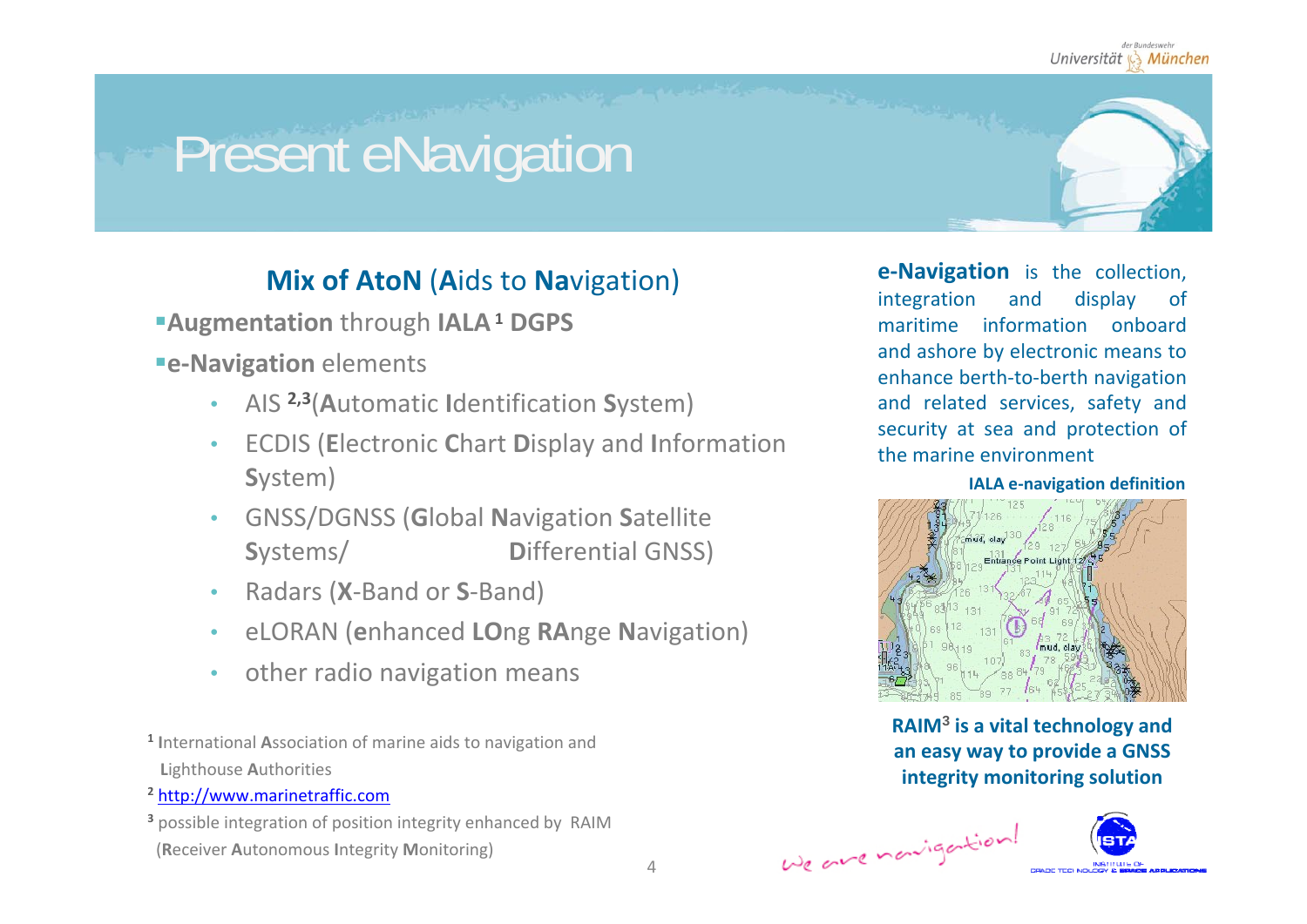# Present eNavigation

## **Mix of AtoN** (**A**ids to **Na**vigation)

- **Augmentation** through **IALA**[1] **DGPS**
- **e-Navigation** elements
  - AIS [2,3](**A**utomatic **I**dentification **S**ystem)
  - ECDIS (**E**lectronic **C**hart **D**isplay and **I**nformation **S**ystem)
  - GNSS/DGNSS (**G**lobal **N**avigation **S**atellite **S**ystems/ **D**ifferential GNSS)
  - Radars (**X**-Band or **S**-Band)
  - eLORAN (**e**nhanced **LO**ng **RA**nge **N**avigation)
  - other radio navigation means

[1] **I**nternational **A**ssociation of marine aids to navigation and **L**ighthouse **A**uthorities

[2] http://www.marinetraffic.com

[3] possible integration of position integrity enhanced by RAIM (**R**eceiver **A**utonomous **I**ntegrity **M**onitoring)

**e-Navigation** is the collection, integration and display of maritime information onboard and ashore by electronic means to enhance berth-to-berth navigation and related services, safety and security at sea and protection of the marine environment

**IALA e-navigation definition**

**RAIM[3] is a vital technology and an easy way to provide a GNSS integrity monitoring solution**

We are navigation!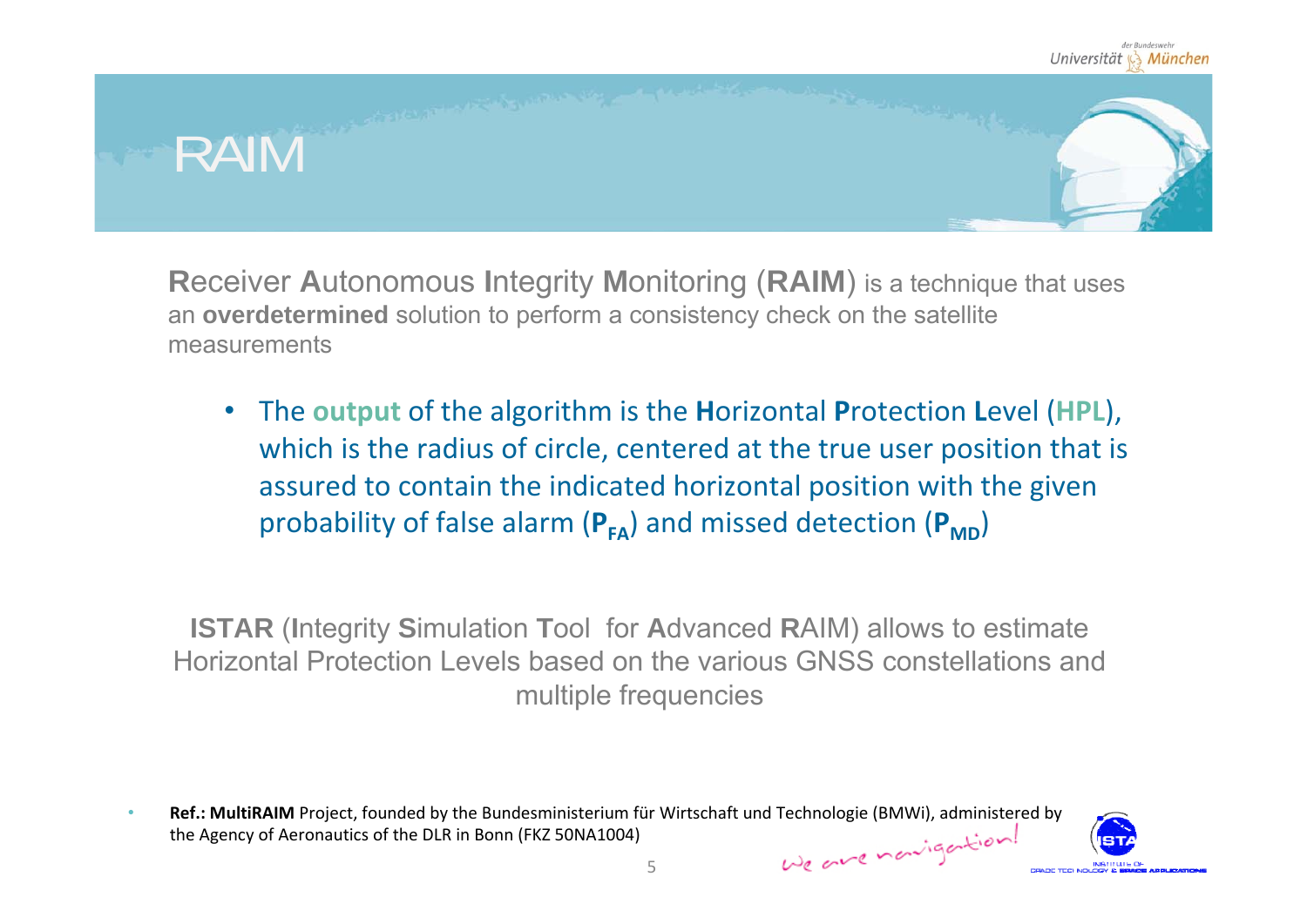# RAIM

**R**eceiver **A**utonomous **I**ntegrity **M**onitoring (**RAIM**) is a technique that uses an **overdetermined** solution to perform a consistency check on the satellite measurements

- The **output** of the algorithm is the **H**orizontal **P**rotection **L**evel (**HPL**), which is the radius of circle, centered at the true user position that is assured to contain the indicated horizontal position with the given probability of false alarm ($\mathbf{P_{FA}}$) and missed detection ($\mathbf{P_{MD}}$)

**ISTAR** (**I**ntegrity **S**imulation **T**ool for **A**dvanced **R**AIM) allows to estimate Horizontal Protection Levels based on the various GNSS constellations and multiple frequencies

- **Ref.: MultiRAIM** Project, founded by the Bundesministerium für Wirtschaft und Technologie (BMWi), administered by the Agency of Aeronautics of the DLR in Bonn (FKZ 50NA1004)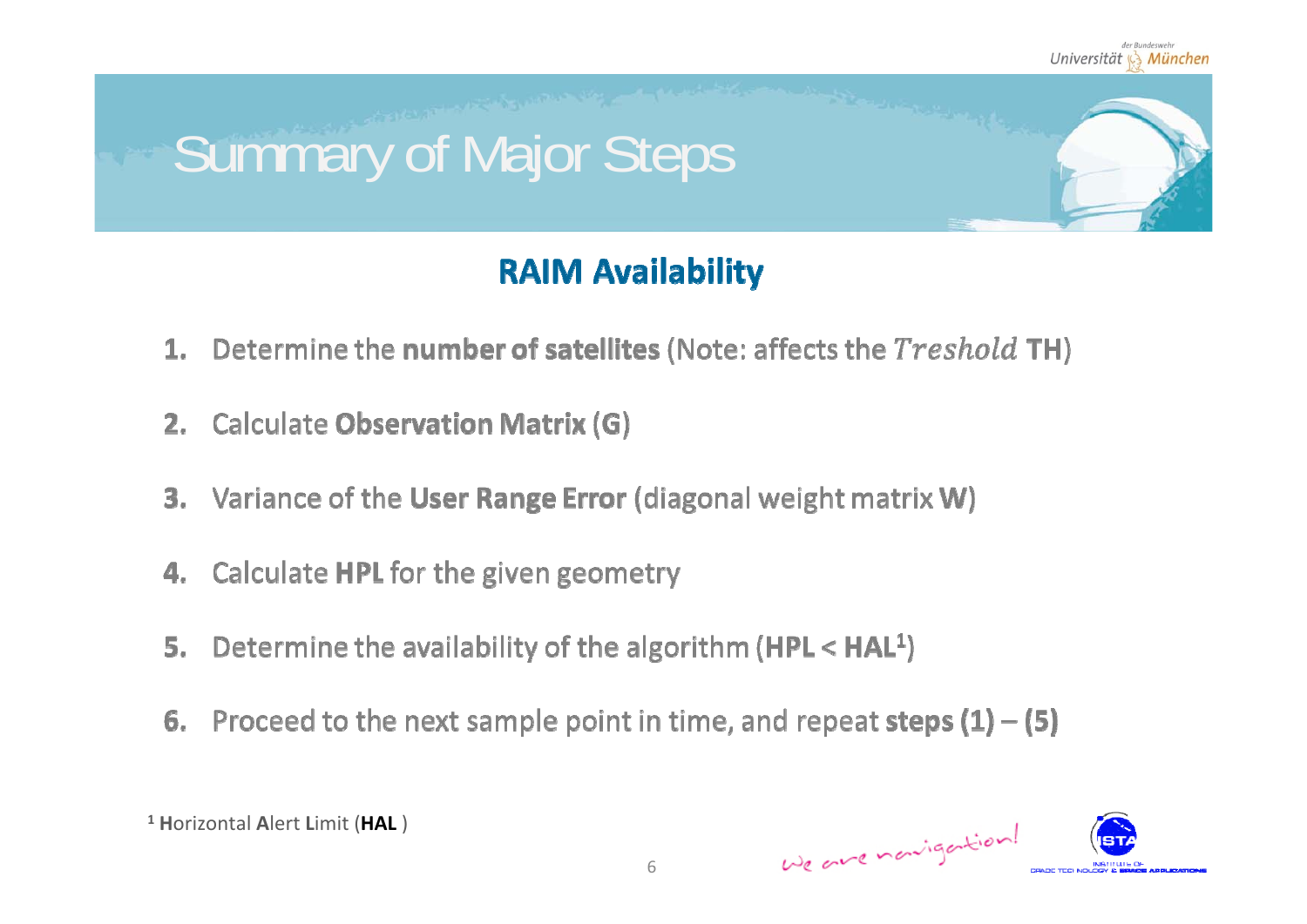# Summary of Major Steps

## RAIM Availability

1. Determine the **number of satellites** (Note: affects the $Treshold$ **TH**)
2. Calculate **Observation Matrix (G)**
3. Variance of the **User Range Error** (diagonal weight matrix **W**)
4. Calculate **HPL** for the given geometry
5. Determine the availability of the algorithm (**HPL < HAL**[1])
6. Proceed to the next sample point in time, and repeat **steps (1) – (5)**

[1] **H**orizontal **A**lert **L**imit (**HAL** )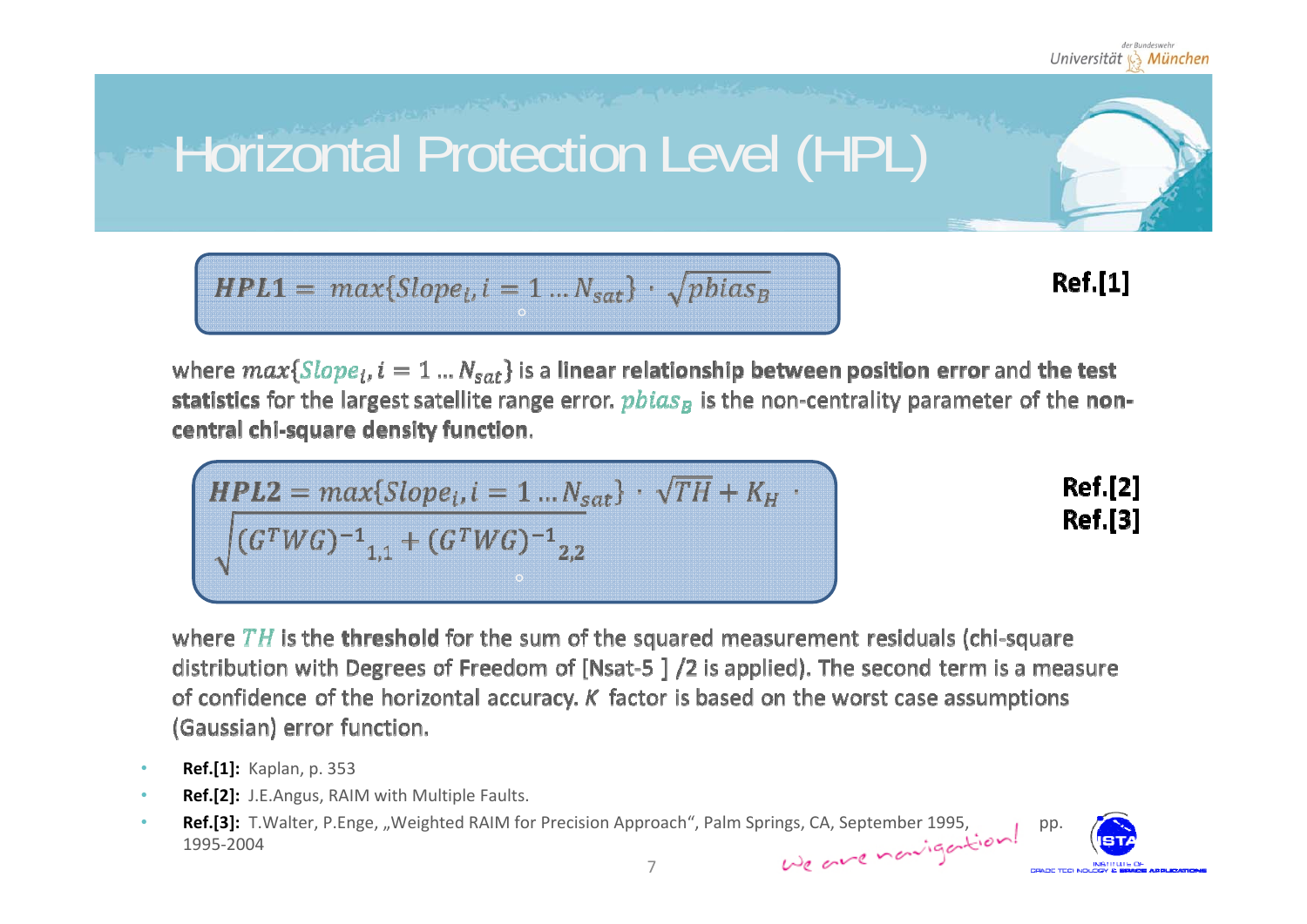# Horizontal Protection Level (HPL)

$$HPL1 = max\{Slope_i, i = 1 \dots N_{sat}\} \cdot \sqrt{pbias_B}$$

**Ref.[1]**

where $max\{Slope_i, i = 1 \dots N_{sat}\}$ is a **linear relationship between position error** and **the test statistics** for the largest satellite range error. $pbias_B$ is the non-centrality parameter of the **non-central chi-square density function**.

$$HPL2 = max\{Slope_i, i = 1 \dots N_{sat}\} \cdot \sqrt{TH} + K_H \cdot \sqrt{(G^TWG)^{-1}_{1,1} + (G^TWG)^{-1}_{2,2}}$$

**Ref.[2]**
**Ref.[3]**

where $TH$ is the **threshold** for the sum of the squared measurement residuals (chi-square distribution with Degrees of Freedom of [Nsat-5 ] /2 is applied). The second term is a measure of confidence of the horizontal accuracy. $K$ factor is based on the worst case assumptions (Gaussian) error function.

- **Ref.[1]:** Kaplan, p. 353
- **Ref.[2]:** J.E.Angus, RAIM with Multiple Faults.
- **Ref.[3]:** T.Walter, P.Enge, „Weighted RAIM for Precision Approach“, Palm Springs, CA, September 1995, pp. 1995-2004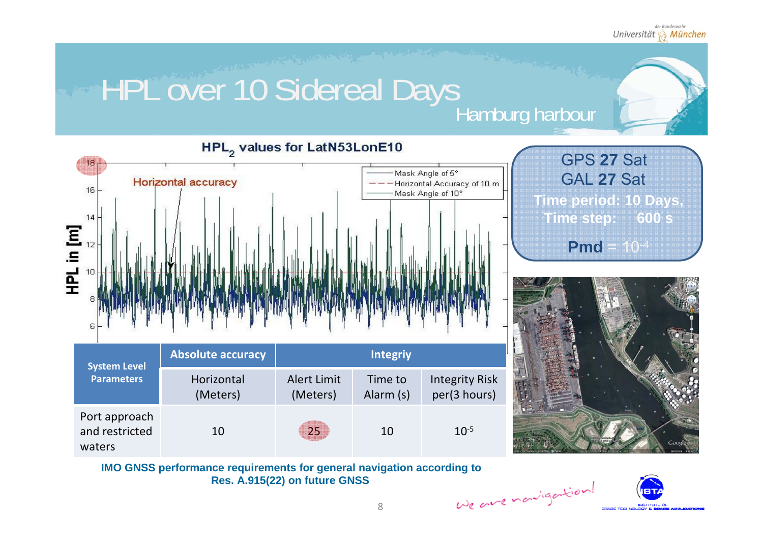# HPL over 10 Sidereal Days

## Hamburg harbour

GPS **27** Sat
GAL **27** Sat
**Time period: 10 Days,**
**Time step: 600 s**
**Pmd** = $10^{-4}$

| System Level Parameters | Absolute accuracy | Integriy | | |
|---|---|---|---|---|
| | Horizontal (Meters) | Alert Limit (Meters) | Time to Alarm (s) | Integrity Risk per(3 hours) |
| Port approach and restricted waters | 10 | 25 | 10 | $10^{-5}$ |

**IMO GNSS performance requirements for general navigation according to Res. A.915(22) on future GNSS**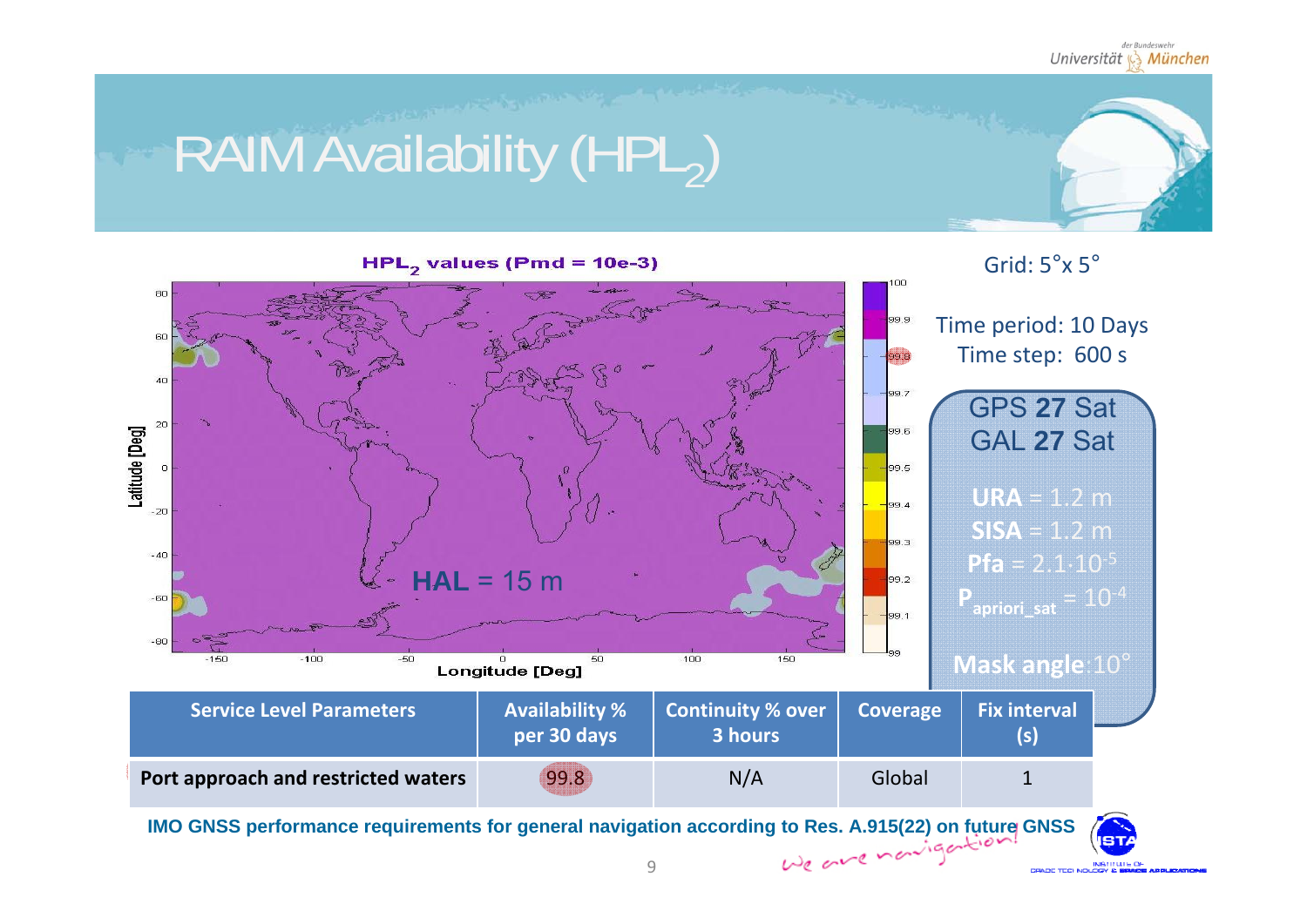# RAIM Availability ($HPL_2$)

**$HPL_2$ values (Pmd = 10e-3)**

**HAL** = 15 m

Grid: 5°x 5°

Time period: 10 Days

Time step: 600 s

GPS **27** Sat

GAL **27** Sat

**URA** = 1.2 m

**SISA** = 1.2 m

**Pfa** = $2.1 \cdot 10^{-5}$

**$P_{apriori\_sat}$** = $10^{-4}$

**Mask angle**: 10°

| Service Level Parameters | Availability % per 30 days | Continuity % over 3 hours | Coverage | Fix interval (s) |
|---|---|---|---|---|
| **Port approach and restricted waters** | 99.8 | N/A | Global | 1 |

**IMO GNSS performance requirements for general navigation according to Res. A.915(22) on future GNSS**

We are navigation!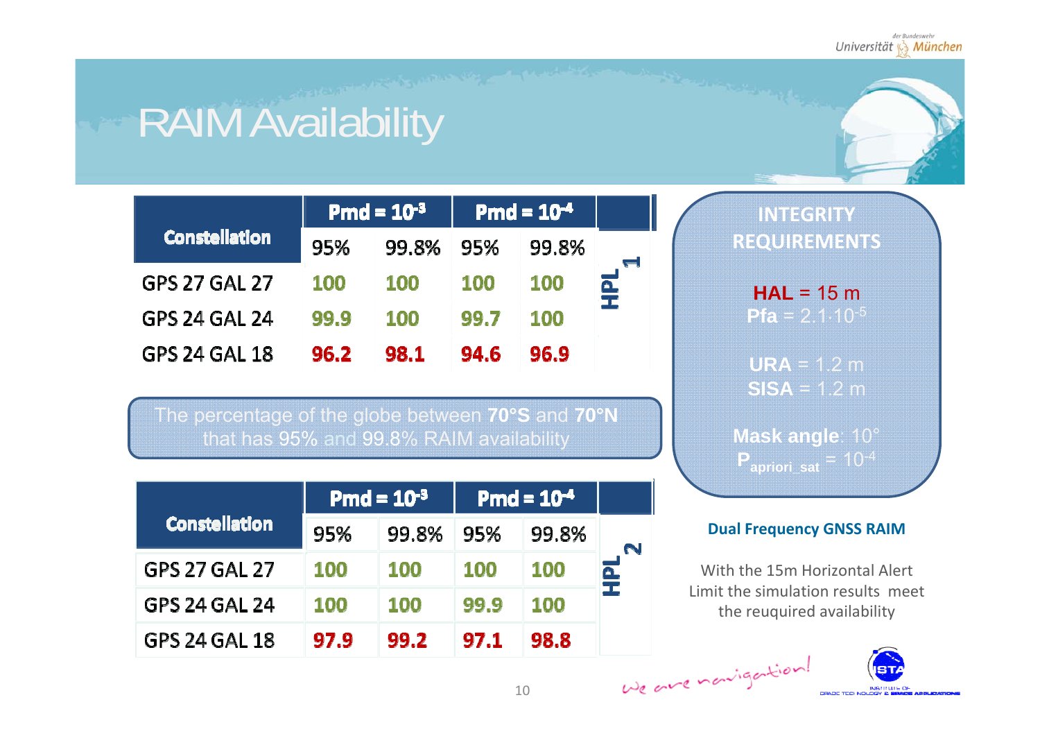# RAIM Availability

| Constellation | Pmd = $10^{-3}$ | | Pmd = $10^{-4}$ | | |
|---|---|---|---|---|---|
| | 95% | 99.8% | 95% | 99.8% | $HPL_1$ |
| GPS 27 GAL 27 | 100 | 100 | 100 | 100 | |
| GPS 24 GAL 24 | 99.9 | 100 | 99.7 | 100 | |
| GPS 24 GAL 18 | 96.2 | 98.1 | 94.6 | 96.9 | |

The percentage of the globe between **70°S** and **70°N** that has 95% and 99.8% RAIM availability

| Constellation | Pmd = $10^{-3}$ | | Pmd = $10^{-4}$ | | |
|---|---|---|---|---|---|
| | 95% | 99.8% | 95% | 99.8% | $HPL_2$ |
| GPS 27 GAL 27 | 100 | 100 | 100 | 100 | |
| GPS 24 GAL 24 | 100 | 100 | 99.9 | 100 | |
| GPS 24 GAL 18 | 97.9 | 99.2 | 97.1 | 98.8 | |

**INTEGRITY REQUIREMENTS**

**HAL** = 15 m
**Pfa** = $2.1 \cdot 10^{-5}$

**URA** = 1.2 m
**SISA** = 1.2 m

**Mask angle**: 10°
$P_{apriori\_sat} = 10^{-4}$

**Dual Frequency GNSS RAIM**

With the 15m Horizontal Alert Limit the simulation results meet the reuquired availability

*We are navigation!*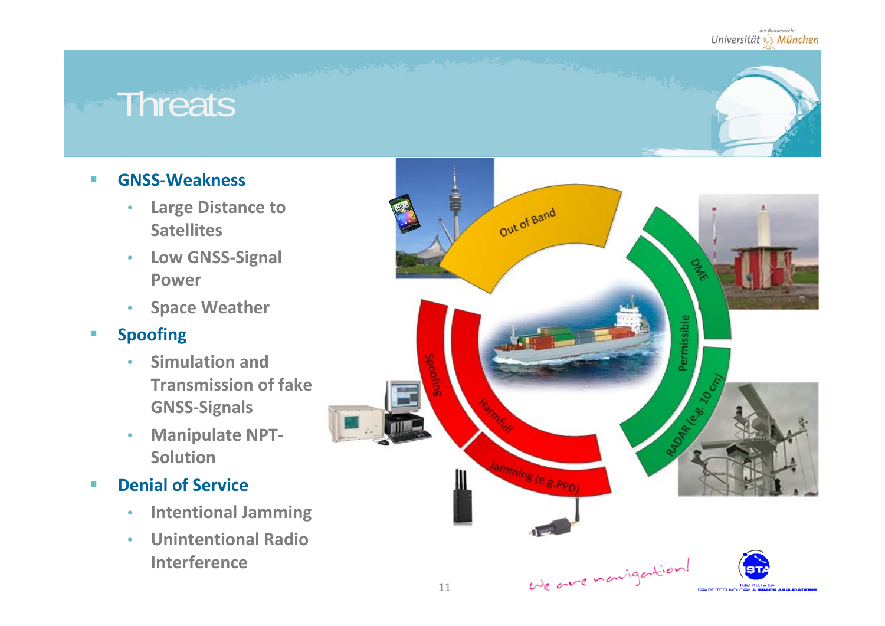# Threats

- **GNSS-Weakness**
  - Large Distance to Satellites
  - Low GNSS-Signal Power
  - Space Weather
- **Spoofing**
  - Simulation and Transmission of fake GNSS-Signals
  - Manipulate NPT-Solution
- **Denial of Service**
  - Intentional Jamming
  - Unintentional Radio Interference

Out of Band

DME

Permissible

RADAR (e.g. 10 cm)

Spoofing

Harmfull

Jamming (e.g. PPD)

We are navigation!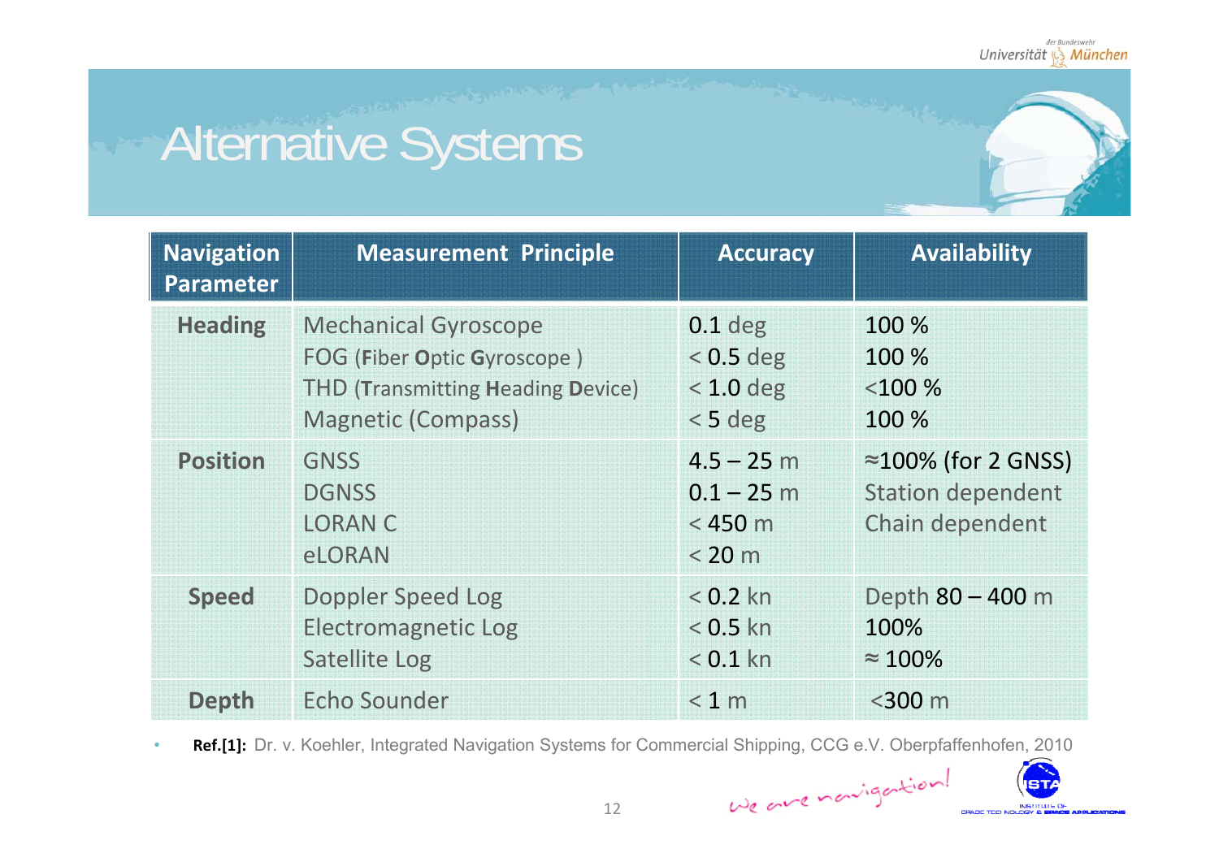# Alternative Systems

| Navigation Parameter | Measurement Principle | Accuracy | Availability |
|---|---|---|---|
| **Heading** | Mechanical Gyroscope | 0.1 deg | 100 % |
| | FOG (**F**iber **O**ptic **G**yroscope ) | < 0.5 deg | 100 % |
| | THD (**T**ransmitting **H**eading **D**evice) | < 1.0 deg | <100 % |
| | Magnetic (Compass) | < 5 deg | 100 % |
| **Position** | GNSS | 4.5 – 25 m | ≈100% (for 2 GNSS) |
| | DGNSS | 0.1 – 25 m | Station dependent |
| | LORAN C | < 450 m | Chain dependent |
| | eLORAN | < 20 m | |
| **Speed** | Doppler Speed Log | < 0.2 kn | Depth 80 – 400 m |
| | Electromagnetic Log | < 0.5 kn | 100% |
| | Satellite Log | < 0.1 kn | ≈ 100% |
| **Depth** | Echo Sounder | < 1 m | <300 m |

- **Ref.[1]:** Dr. v. Koehler, Integrated Navigation Systems for Commercial Shipping, CCG e.V. Oberpfaffenhofen, 2010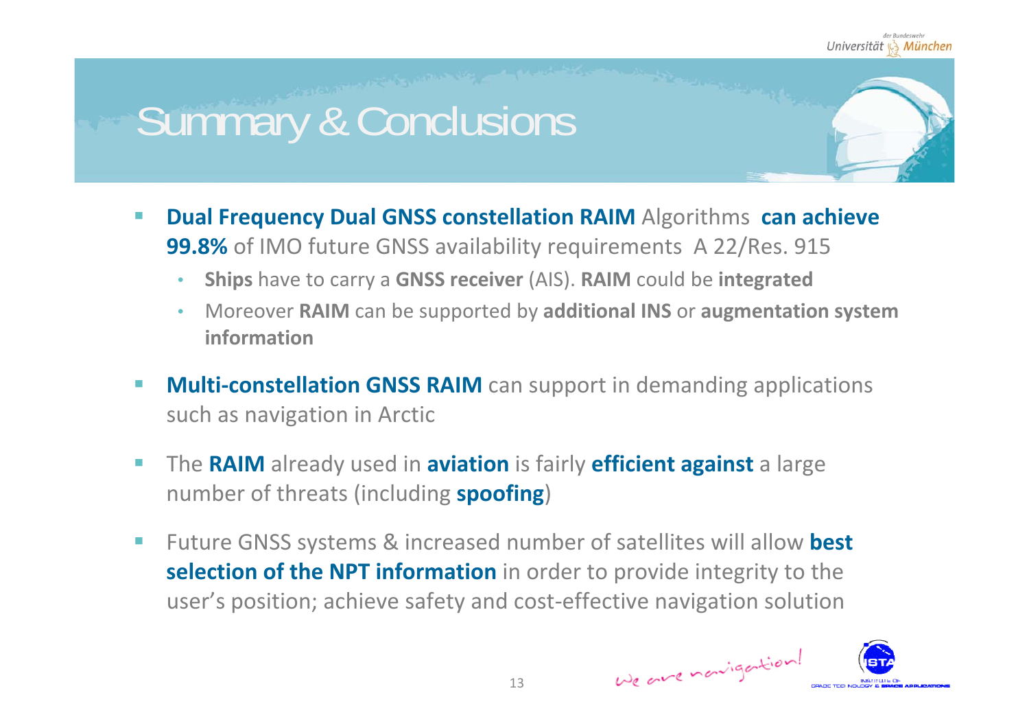# Summary & Conclusions

- **Dual Frequency Dual GNSS constellation RAIM** Algorithms **can achieve 99.8%** of IMO future GNSS availability requirements A 22/Res. 915
  - **Ships** have to carry a **GNSS receiver** (AIS). **RAIM** could be **integrated**
  - Moreover **RAIM** can be supported by **additional INS** or **augmentation system information**
- **Multi-constellation GNSS RAIM** can support in demanding applications such as navigation in Arctic
- The **RAIM** already used in **aviation** is fairly **efficient against** a large number of threats (including **spoofing**)
- Future GNSS systems & increased number of satellites will allow **best selection of the NPT information** in order to provide integrity to the user's position; achieve safety and cost-effective navigation solution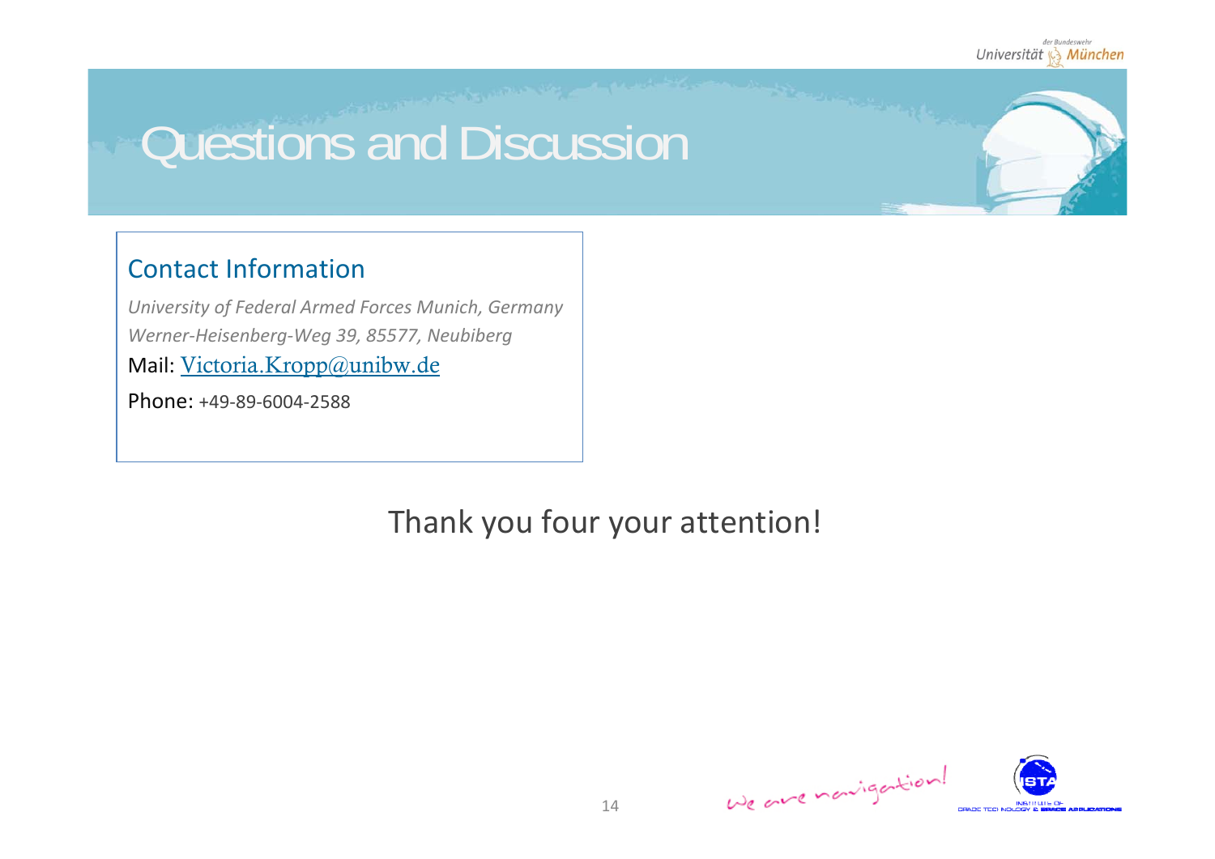# Questions and Discussion

## Contact Information

*University of Federal Armed Forces Munich, Germany*
*Werner-Heisenberg-Weg 39, 85577, Neubiberg*

Mail: Victoria.Kropp@unibw.de

Phone: +49-89-6004-2588

Thank you four your attention!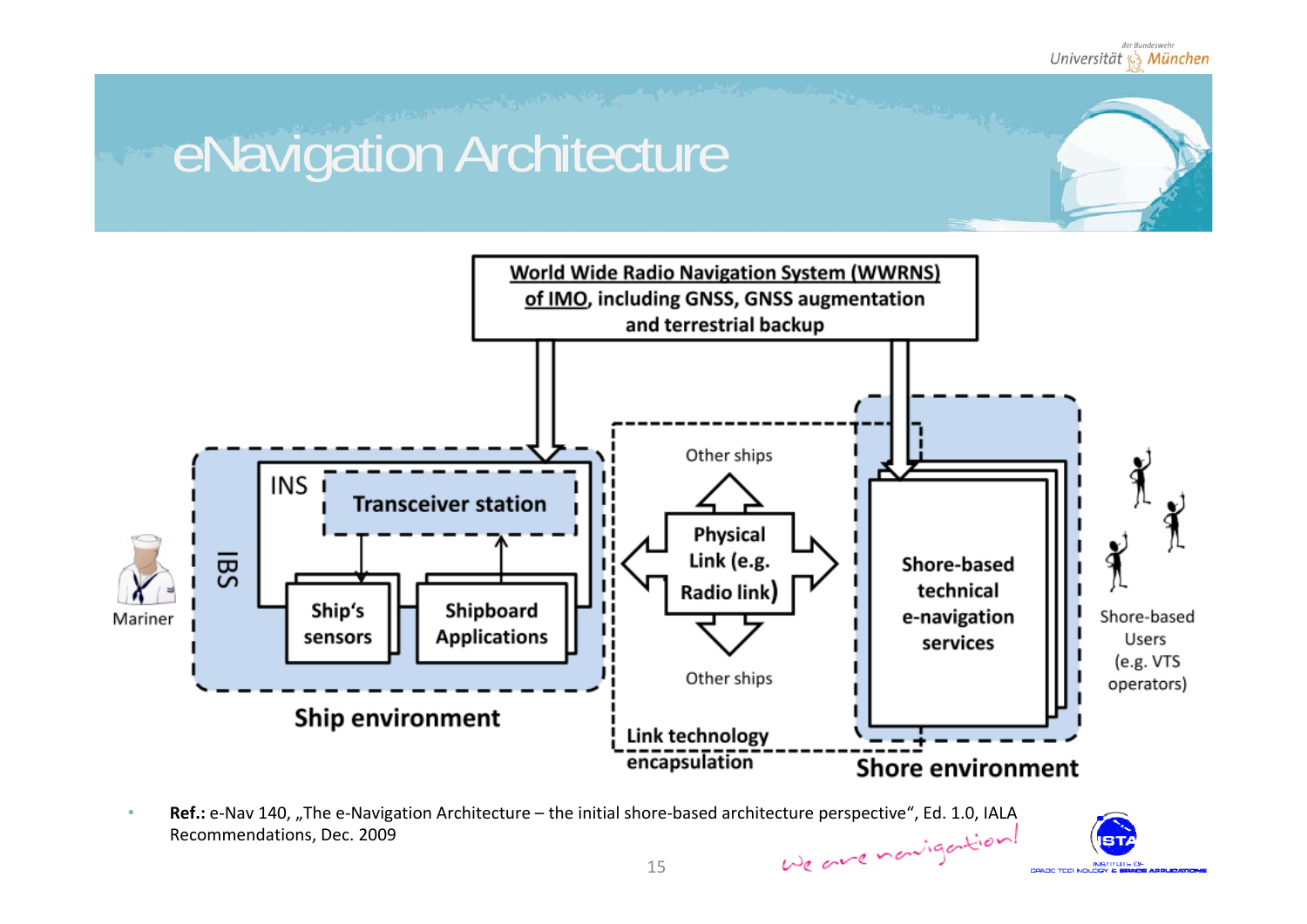# eNavigation Architecture

World Wide Radio Navigation System (WWRNS) of IMO, including GNSS, GNSS augmentation and terrestrial backup

Mariner

IBS

INS

Transceiver station

Ship's sensors

Shipboard Applications

Ship environment

Other ships

Physical Link (e.g. Radio link)

Other ships

Link technology encapsulation

Shore-based technical e-navigation services

Shore environment

Shore-based Users (e.g. VTS operators)

- **Ref.:** e-Nav 140, „The e-Navigation Architecture – the initial shore-based architecture perspective", Ed. 1.0, IALA Recommendations, Dec. 2009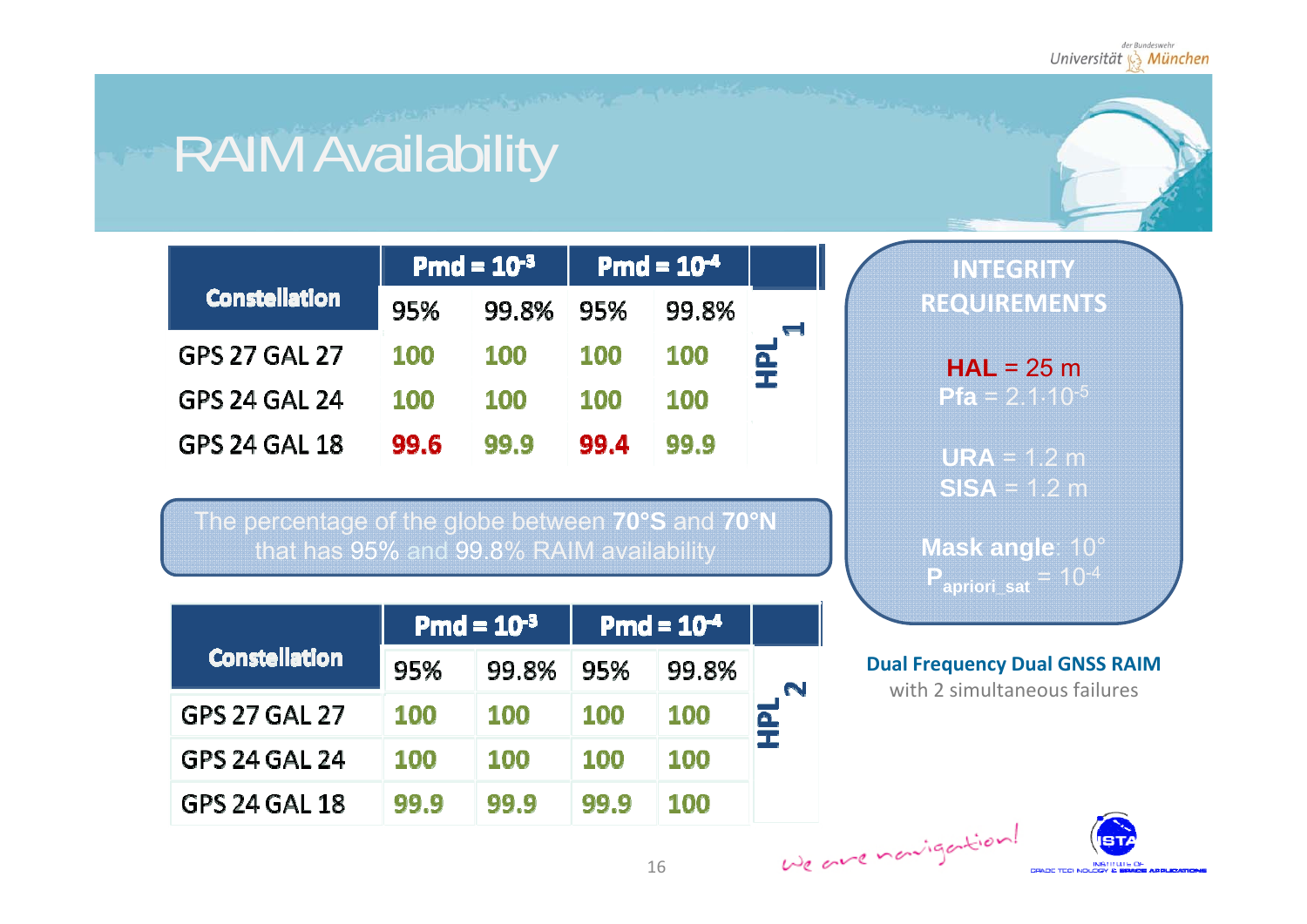# RAIM Availability

| Constellation | Pmd = $10^{-3}$ | | Pmd = $10^{-4}$ | | |
|---|---|---|---|---|---|
| | 95% | 99.8% | 95% | 99.8% | $HPL_1$ |
| GPS 27 GAL 27 | 100 | 100 | 100 | 100 | |
| GPS 24 GAL 24 | 100 | 100 | 100 | 100 | |
| GPS 24 GAL 18 | 99.6 | 99.9 | 99.4 | 99.9 | |

The percentage of the globe between **70°S** and **70°N** that has 95% and 99.8% RAIM availability

| Constellation | Pmd = $10^{-3}$ | | Pmd = $10^{-4}$ | | |
|---|---|---|---|---|---|
| | 95% | 99.8% | 95% | 99.8% | $HPL_2$ |
| GPS 27 GAL 27 | 100 | 100 | 100 | 100 | |
| GPS 24 GAL 24 | 100 | 100 | 100 | 100 | |
| GPS 24 GAL 18 | 99.9 | 99.9 | 99.9 | 100 | |

**INTEGRITY REQUIREMENTS**

**HAL** = 25 m
**Pfa** = $2.1 \cdot 10^{-5}$

**URA** = 1.2 m
**SISA** = 1.2 m

**Mask angle**: 10°
$P_{apriori\_sat} = 10^{-4}$

**Dual Frequency Dual GNSS RAIM**
with 2 simultaneous failures

We are navigation!